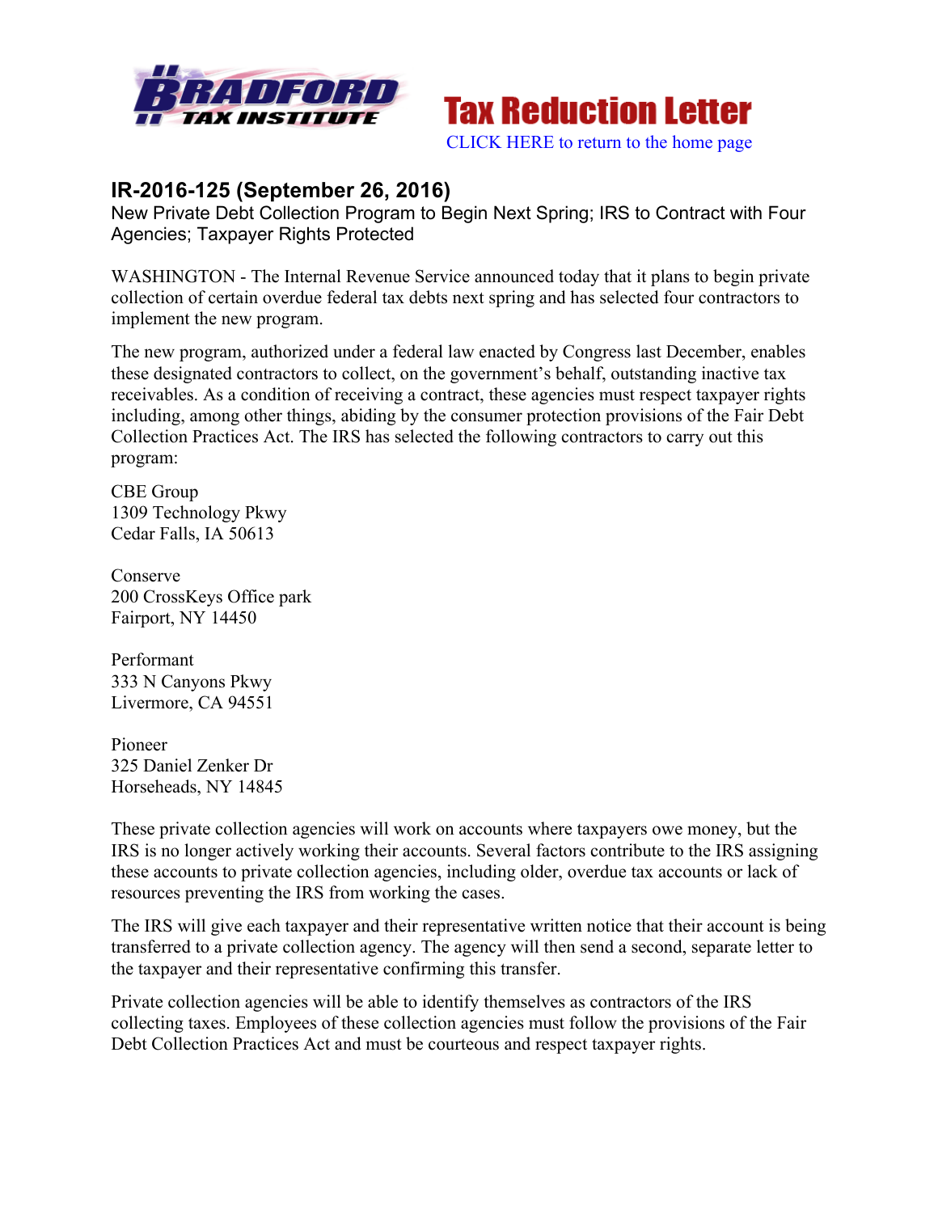Tax Reduction Letter

CLICK HERE to return to the home page

## IR-2016-125 (September 26, 2016)

New Private Debt Collection Program to Begin Next Spring; IRS to Contract with Four Agencies; Taxpayer Rights Protected

WASHINGTON - The Internal Revenue Service announced today that it plans to begin private collection of certain overdue federal tax debts next spring and has selected four contractors to implement the new program.

The new program, authorized under a federal law enacted by Congress last December, enables these designated contractors to collect, on the government's behalf, outstanding inactive tax receivables. As a condition of receiving a contract, these agencies must respect taxpayer rights including, among other things, abiding by the consumer protection provisions of the Fair Debt Collection Practices Act. The IRS has selected the following contractors to carry out this program:

CBE Group
1309 Technology Pkwy
Cedar Falls, IA 50613

Conserve
200 CrossKeys Office park
Fairport, NY 14450

Performant
333 N Canyons Pkwy
Livermore, CA 94551

Pioneer
325 Daniel Zenker Dr
Horseheads, NY 14845

These private collection agencies will work on accounts where taxpayers owe money, but the IRS is no longer actively working their accounts. Several factors contribute to the IRS assigning these accounts to private collection agencies, including older, overdue tax accounts or lack of resources preventing the IRS from working the cases.

The IRS will give each taxpayer and their representative written notice that their account is being transferred to a private collection agency. The agency will then send a second, separate letter to the taxpayer and their representative confirming this transfer.

Private collection agencies will be able to identify themselves as contractors of the IRS collecting taxes. Employees of these collection agencies must follow the provisions of the Fair Debt Collection Practices Act and must be courteous and respect taxpayer rights.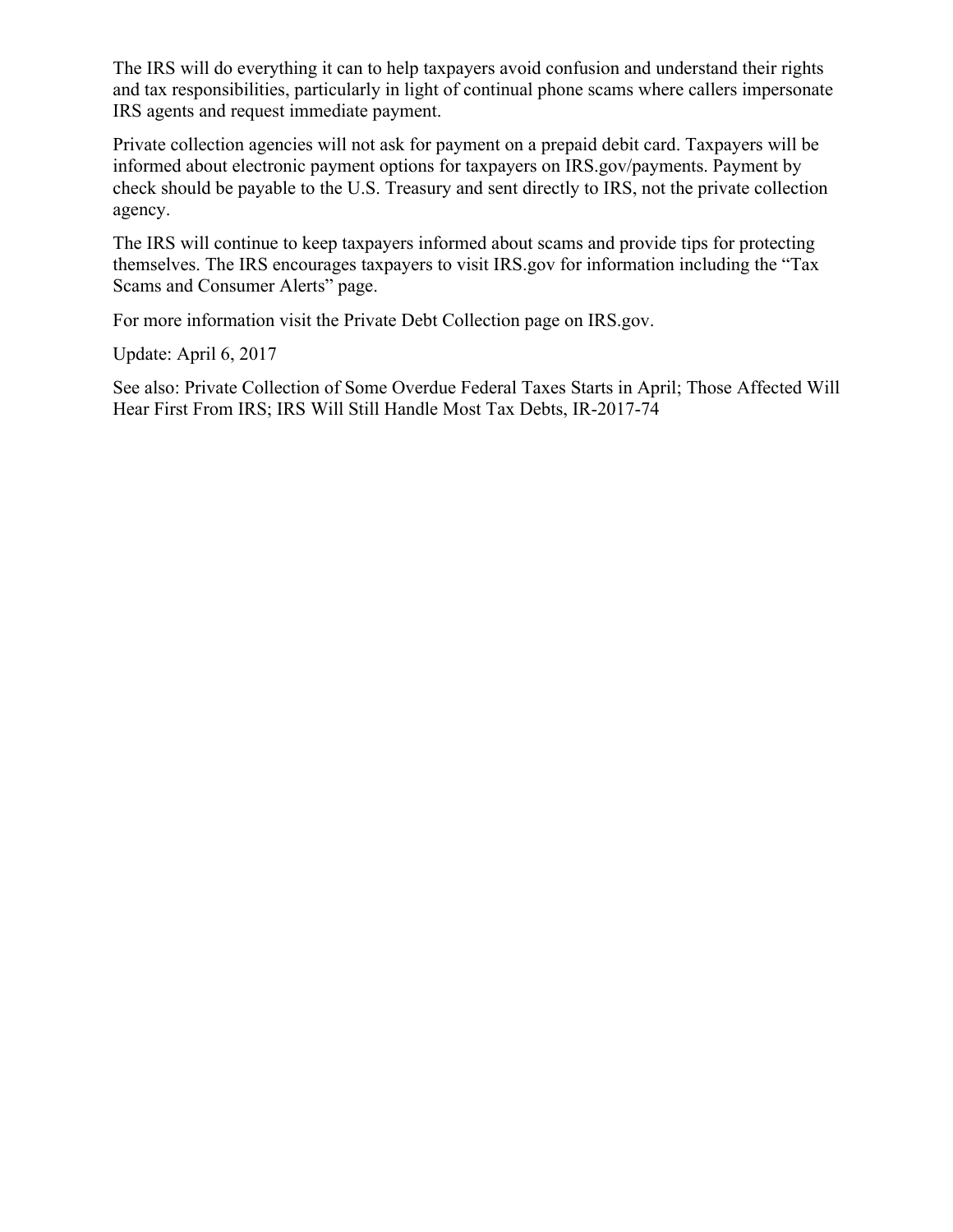The IRS will do everything it can to help taxpayers avoid confusion and understand their rights and tax responsibilities, particularly in light of continual phone scams where callers impersonate IRS agents and request immediate payment.

Private collection agencies will not ask for payment on a prepaid debit card. Taxpayers will be informed about electronic payment options for taxpayers on IRS.gov/payments. Payment by check should be payable to the U.S. Treasury and sent directly to IRS, not the private collection agency.

The IRS will continue to keep taxpayers informed about scams and provide tips for protecting themselves. The IRS encourages taxpayers to visit IRS.gov for information including the "Tax Scams and Consumer Alerts" page.

For more information visit the Private Debt Collection page on IRS.gov.

Update: April 6, 2017

See also: Private Collection of Some Overdue Federal Taxes Starts in April; Those Affected Will Hear First From IRS; IRS Will Still Handle Most Tax Debts, IR-2017-74